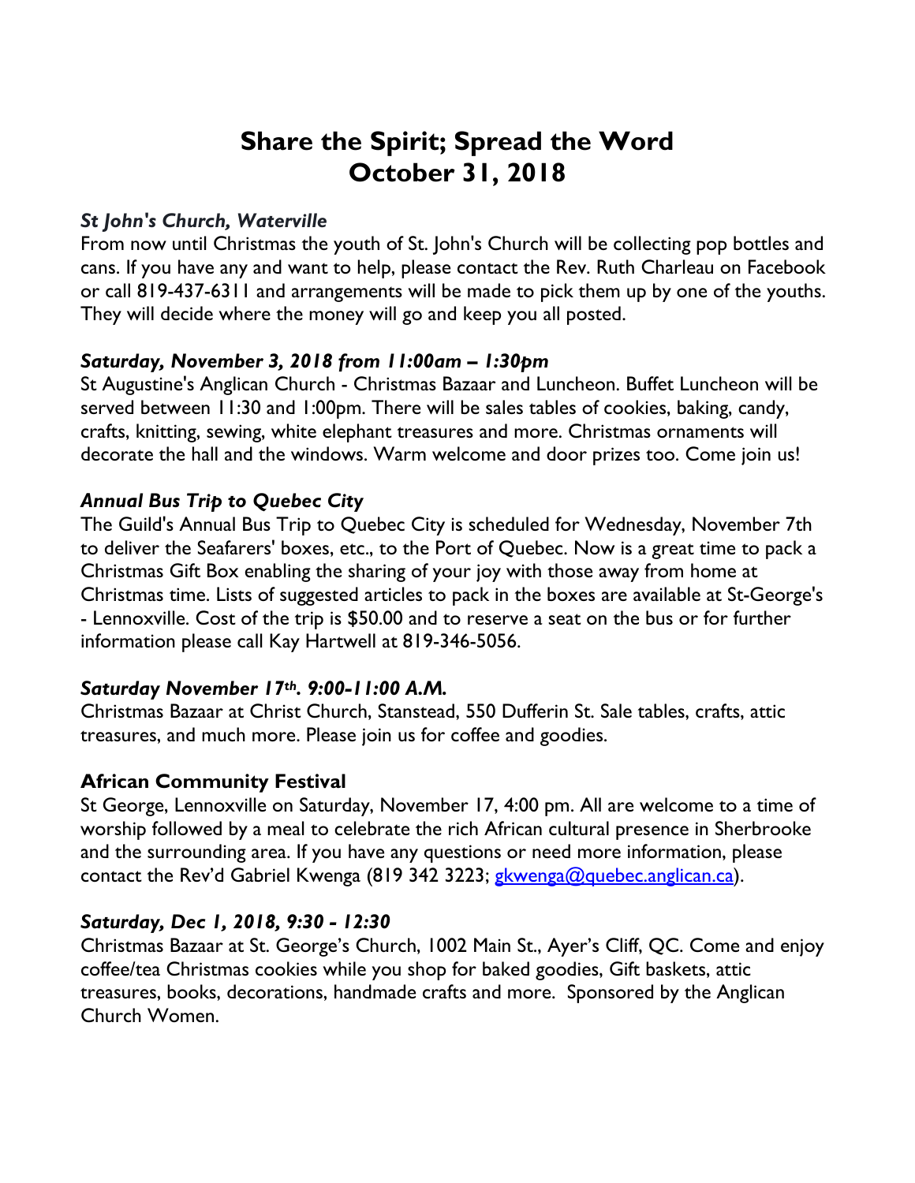# Share the Spirit; Spread the Word
# October 31, 2018

***St John's Church, Waterville***

From now until Christmas the youth of St. John's Church will be collecting pop bottles and cans. If you have any and want to help, please contact the Rev. Ruth Charleau on Facebook or call 819-437-6311 and arrangements will be made to pick them up by one of the youths. They will decide where the money will go and keep you all posted.

***Saturday, November 3, 2018 from 11:00am – 1:30pm***

St Augustine's Anglican Church - Christmas Bazaar and Luncheon. Buffet Luncheon will be served between 11:30 and 1:00pm. There will be sales tables of cookies, baking, candy, crafts, knitting, sewing, white elephant treasures and more. Christmas ornaments will decorate the hall and the windows. Warm welcome and door prizes too. Come join us!

***Annual Bus Trip to Quebec City***

The Guild's Annual Bus Trip to Quebec City is scheduled for Wednesday, November 7th to deliver the Seafarers' boxes, etc., to the Port of Quebec. Now is a great time to pack a Christmas Gift Box enabling the sharing of your joy with those away from home at Christmas time. Lists of suggested articles to pack in the boxes are available at St-George's - Lennoxville. Cost of the trip is $50.00 and to reserve a seat on the bus or for further information please call Kay Hartwell at 819-346-5056.

***Saturday November 17th. 9:00-11:00 A.M.***

Christmas Bazaar at Christ Church, Stanstead, 550 Dufferin St. Sale tables, crafts, attic treasures, and much more. Please join us for coffee and goodies.

**African Community Festival**

St George, Lennoxville on Saturday, November 17, 4:00 pm. All are welcome to a time of worship followed by a meal to celebrate the rich African cultural presence in Sherbrooke and the surrounding area. If you have any questions or need more information, please contact the Rev'd Gabriel Kwenga (819 342 3223; gkwenga@quebec.anglican.ca).

***Saturday, Dec 1, 2018, 9:30 - 12:30***

Christmas Bazaar at St. George's Church, 1002 Main St., Ayer's Cliff, QC. Come and enjoy coffee/tea Christmas cookies while you shop for baked goodies, Gift baskets, attic treasures, books, decorations, handmade crafts and more. Sponsored by the Anglican Church Women.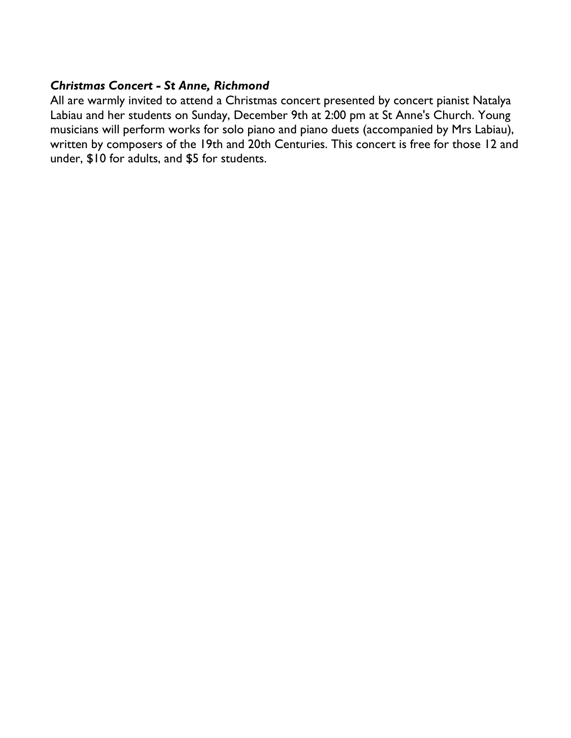***Christmas Concert - St Anne, Richmond***

All are warmly invited to attend a Christmas concert presented by concert pianist Natalya Labiau and her students on Sunday, December 9th at 2:00 pm at St Anne's Church. Young musicians will perform works for solo piano and piano duets (accompanied by Mrs Labiau), written by composers of the 19th and 20th Centuries. This concert is free for those 12 and under, $10 for adults, and $5 for students.